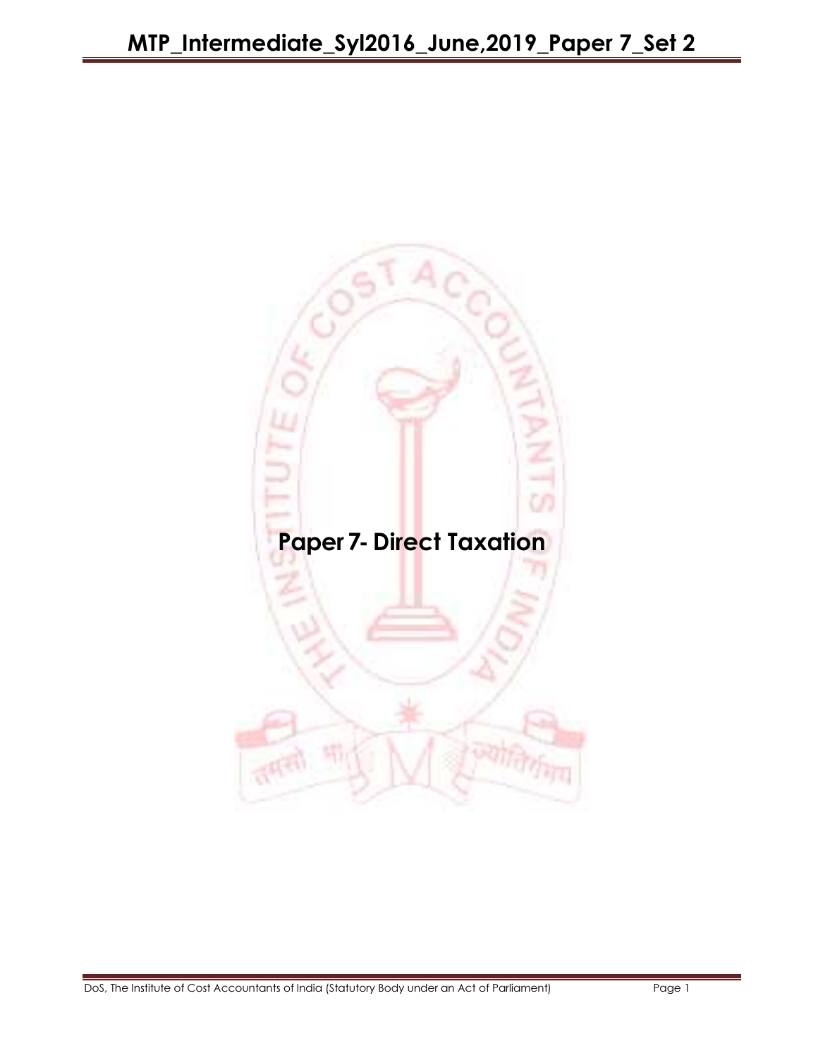# Paper 7- Direct Taxation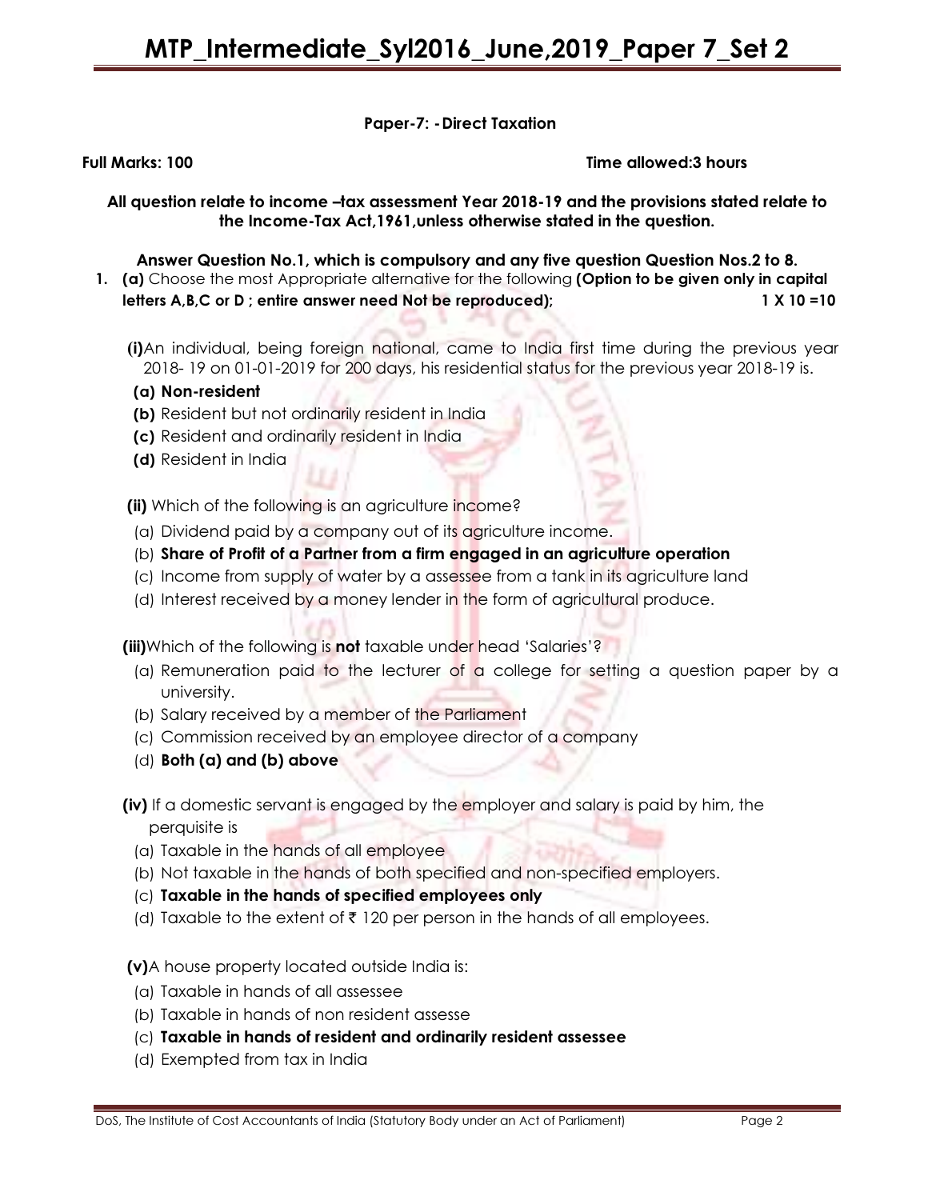**Paper-7: - Direct Taxation**

**Full Marks: 100** **Time allowed:3 hours**

**All question relate to income –tax assessment Year 2018-19 and the provisions stated relate to the Income-Tax Act,1961,unless otherwise stated in the question.**

**Answer Question No.1, which is compulsory and any five question Question Nos.2 to 8.**

1. **(a)** Choose the most Appropriate alternative for the following **(Option to be given only in capital letters A,B,C or D ; entire answer need Not be reproduced);** **1 X 10 =10**

 **(i)** An individual, being foreign national, came to India first time during the previous year 2018- 19 on 01-01-2019 for 200 days, his residential status for the previous year 2018-19 is.

 **(a) Non-resident**
 **(b)** Resident but not ordinarily resident in India
 **(c)** Resident and ordinarily resident in India
 **(d)** Resident in India

 **(ii)** Which of the following is an agriculture income?

 (a) Dividend paid by a company out of its agriculture income.
 (b) **Share of Profit of a Partner from a firm engaged in an agriculture operation**
 (c) Income from supply of water by a assessee from a tank in its agriculture land
 (d) Interest received by a money lender in the form of agricultural produce.

 **(iii)** Which of the following is **not** taxable under head 'Salaries'?

 (a) Remuneration paid to the lecturer of a college for setting a question paper by a university.
 (b) Salary received by a member of the Parliament
 (c) Commission received by an employee director of a company
 (d) **Both (a) and (b) above**

 **(iv)** If a domestic servant is engaged by the employer and salary is paid by him, the perquisite is

 (a) Taxable in the hands of all employee
 (b) Not taxable in the hands of both specified and non-specified employers.
 (c) **Taxable in the hands of specified employees only**
 (d) Taxable to the extent of ₹ 120 per person in the hands of all employees.

 **(v)** A house property located outside India is:

 (a) Taxable in hands of all assessee
 (b) Taxable in hands of non resident assesse
 (c) **Taxable in hands of resident and ordinarily resident assessee**
 (d) Exempted from tax in India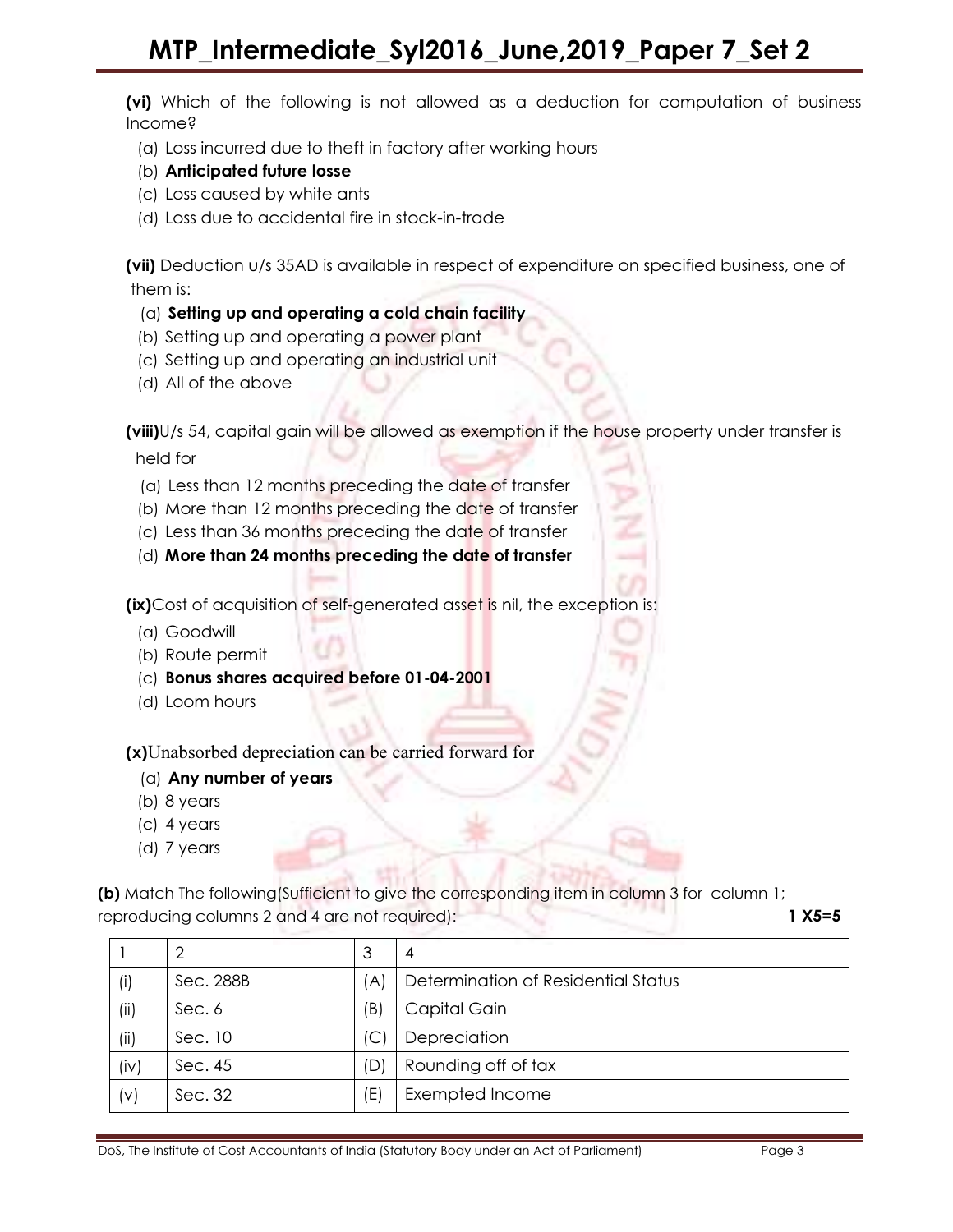**(vi)** Which of the following is not allowed as a deduction for computation of business Income?

(a) Loss incurred due to theft in factory after working hours

(b) **Anticipated future losse**

(c) Loss caused by white ants

(d) Loss due to accidental fire in stock-in-trade

**(vii)** Deduction u/s 35AD is available in respect of expenditure on specified business, one of them is:

(a) **Setting up and operating a cold chain facility**

(b) Setting up and operating a power plant

(c) Setting up and operating an industrial unit

(d) All of the above

**(viii)**U/s 54, capital gain will be allowed as exemption if the house property under transfer is held for

(a) Less than 12 months preceding the date of transfer

(b) More than 12 months preceding the date of transfer

(c) Less than 36 months preceding the date of transfer

(d) **More than 24 months preceding the date of transfer**

**(ix)**Cost of acquisition of self-generated asset is nil, the exception is:

(a) Goodwill

(b) Route permit

(c) **Bonus shares acquired before 01-04-2001**

(d) Loom hours

**(x)**Unabsorbed depreciation can be carried forward for

(a) **Any number of years**

(b) 8 years

(c) 4 years

(d) 7 years

**(b)** Match The following(Sufficient to give the corresponding item in column 3 for column 1; reproducing columns 2 and 4 are not required): **1 X5=5**

| 1 | 2 | 3 | 4 |
|---|---|---|---|
| (i) | Sec. 288B | (A) | Determination of Residential Status |
| (ii) | Sec. 6 | (B) | Capital Gain |
| (ii) | Sec. 10 | (C) | Depreciation |
| (iv) | Sec. 45 | (D) | Rounding off of tax |
| (v) | Sec. 32 | (E) | Exempted Income |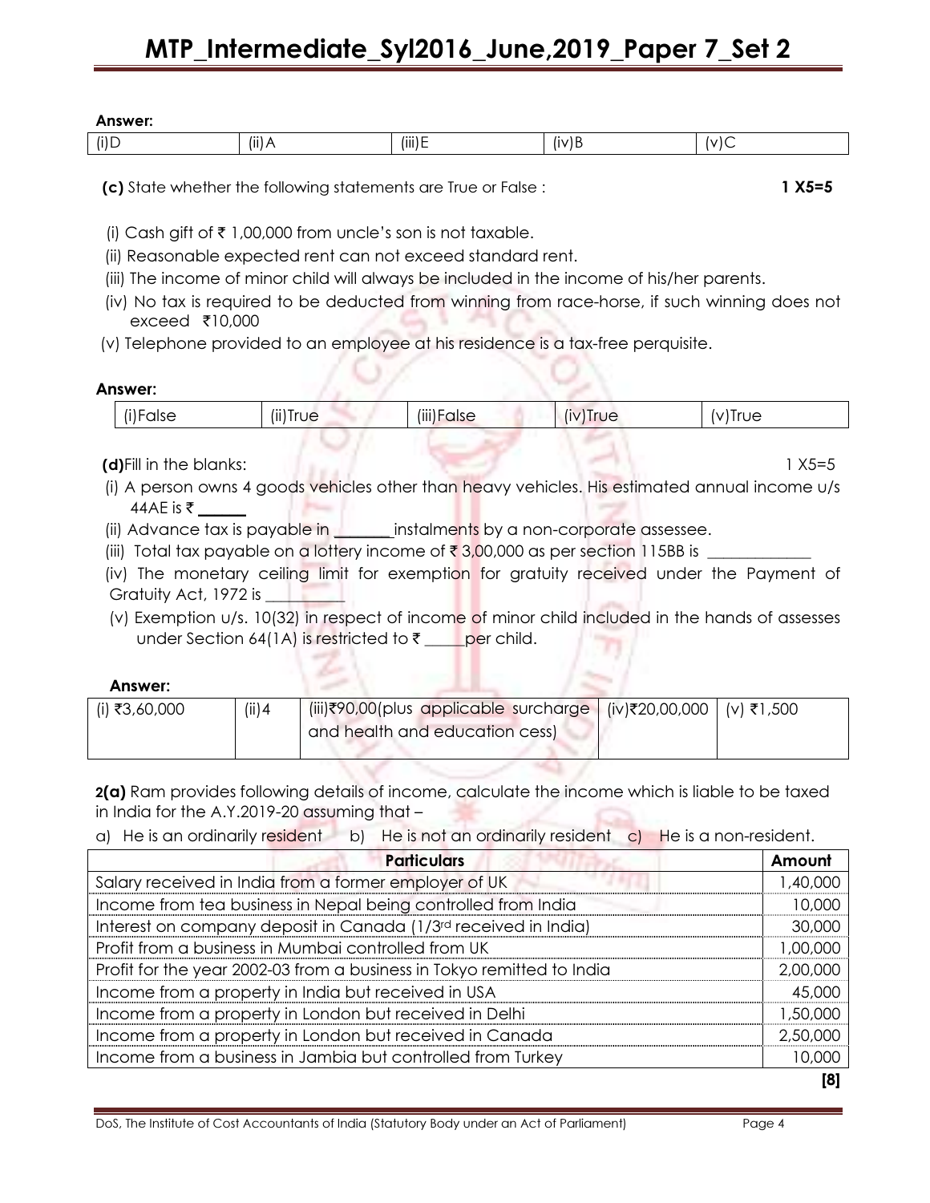**Answer:**

| (i)D | (ii)A | (iii)E | (iv)B | (v)C |
|---|---|---|---|---|

**(c)** State whether the following statements are True or False : **1 X5=5**

(i) Cash gift of ₹ 1,00,000 from uncle's son is not taxable.

(ii) Reasonable expected rent can not exceed standard rent.

(iii) The income of minor child will always be included in the income of his/her parents.

(iv) No tax is required to be deducted from winning from race-horse, if such winning does not exceed ₹10,000

(v) Telephone provided to an employee at his residence is a tax-free perquisite.

**Answer:**

| (i)False | (ii)True | (iii)False | (iv)True | (v)True |
|---|---|---|---|---|

**(d)**Fill in the blanks: 1 X5=5

(i) A person owns 4 goods vehicles other than heavy vehicles. His estimated annual income u/s 44AE is ₹ ______

(ii) Advance tax is payable in _______instalments by a non-corporate assessee.

(iii) Total tax payable on a lottery income of ₹ 3,00,000 as per section 115BB is ____________

(iv) The monetary ceiling limit for exemption for gratuity received under the Payment of Gratuity Act, 1972 is __________

(v) Exemption u/s. 10(32) in respect of income of minor child included in the hands of assesses under Section 64(1A) is restricted to ₹ _____per child.

**Answer:**

| (i) ₹3,60,000 | (ii)4 | (iii)₹90,00(plus applicable surcharge and health and education cess) | (iv)₹20,00,000 | (v) ₹1,500 |
|---|---|---|---|---|

**2(a)** Ram provides following details of income, calculate the income which is liable to be taxed in India for the A.Y.2019-20 assuming that –

a) He is an ordinarily resident b) He is not an ordinarily resident c) He is a non-resident.

| Particulars | Amount |
|---|---|
| Salary received in India from a former employer of UK | 1,40,000 |
| Income from tea business in Nepal being controlled from India | 10,000 |
| Interest on company deposit in Canada (1/3rd received in India) | 30,000 |
| Profit from a business in Mumbai controlled from UK | 1,00,000 |
| Profit for the year 2002-03 from a business in Tokyo remitted to India | 2,00,000 |
| Income from a property in India but received in USA | 45,000 |
| Income from a property in London but received in Delhi | 1,50,000 |
| Income from a property in London but received in Canada | 2,50,000 |
| Income from a business in Jambia but controlled from Turkey | 10,000 |

**[8]**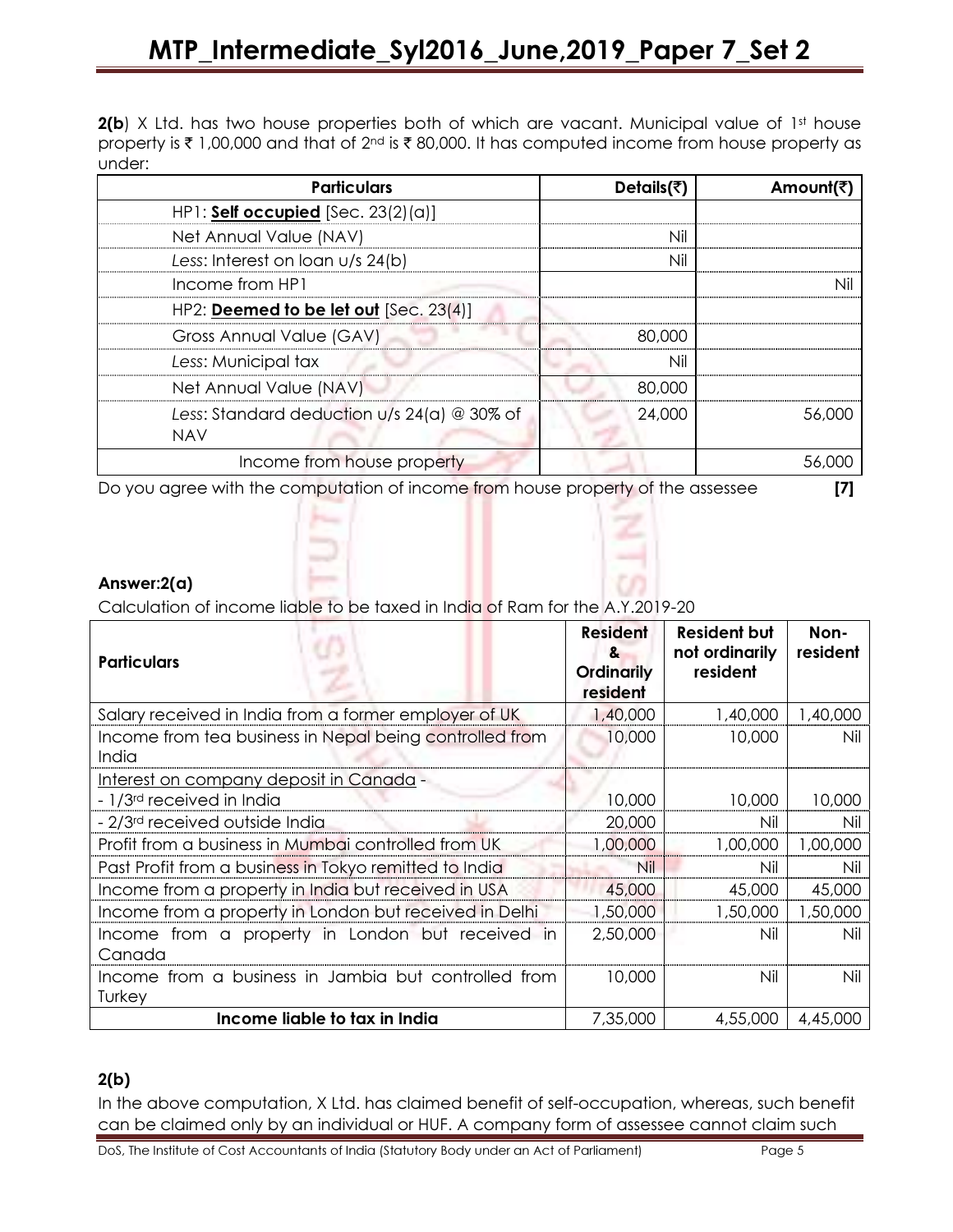**2(b**) X Ltd. has two house properties both of which are vacant. Municipal value of 1st house property is ₹ 1,00,000 and that of 2nd is ₹ 80,000. It has computed income from house property as under:

| Particulars | Details(₹) | Amount(₹) |
|---|---|---|
| HP1: **Self occupied** [Sec. 23(2)(a)] | | |
| Net Annual Value (NAV) | Nil | |
| *Less*: Interest on loan u/s 24(b) | Nil | |
| Income from HP1 | | Nil |
| HP2: **Deemed to be let out** [Sec. 23(4)] | | |
| Gross Annual Value (GAV) | 80,000 | |
| *Less*: Municipal tax | Nil | |
| Net Annual Value (NAV) | 80,000 | |
| *Less*: Standard deduction u/s 24(a) @ 30% of NAV | 24,000 | 56,000 |
| Income from house property | | 56,000 |

Do you agree with the computation of income from house property of the assessee **[7]**

**Answer:2(a)**

Calculation of income liable to be taxed in India of Ram for the A.Y.2019-20

| Particulars | Resident & Ordinarily resident | Resident but not ordinarily resident | Non-resident |
|---|---|---|---|
| Salary received in India from a former employer of UK | 1,40,000 | 1,40,000 | 1,40,000 |
| Income from tea business in Nepal being controlled from India | 10,000 | 10,000 | Nil |
| Interest on company deposit in Canada - | | | |
| - 1/3rd received in India | 10,000 | 10,000 | 10,000 |
| - 2/3rd received outside India | 20,000 | Nil | Nil |
| Profit from a business in Mumbai controlled from UK | 1,00,000 | 1,00,000 | 1,00,000 |
| Past Profit from a business in Tokyo remitted to India | Nil | Nil | Nil |
| Income from a property in India but received in USA | 45,000 | 45,000 | 45,000 |
| Income from a property in London but received in Delhi | 1,50,000 | 1,50,000 | 1,50,000 |
| Income from a property in London but received in Canada | 2,50,000 | Nil | Nil |
| Income from a business in Jambia but controlled from Turkey | 10,000 | Nil | Nil |
| **Income liable to tax in India** | 7,35,000 | 4,55,000 | 4,45,000 |

**2(b)**

In the above computation, X Ltd. has claimed benefit of self-occupation, whereas, such benefit can be claimed only by an individual or HUF. A company form of assessee cannot claim such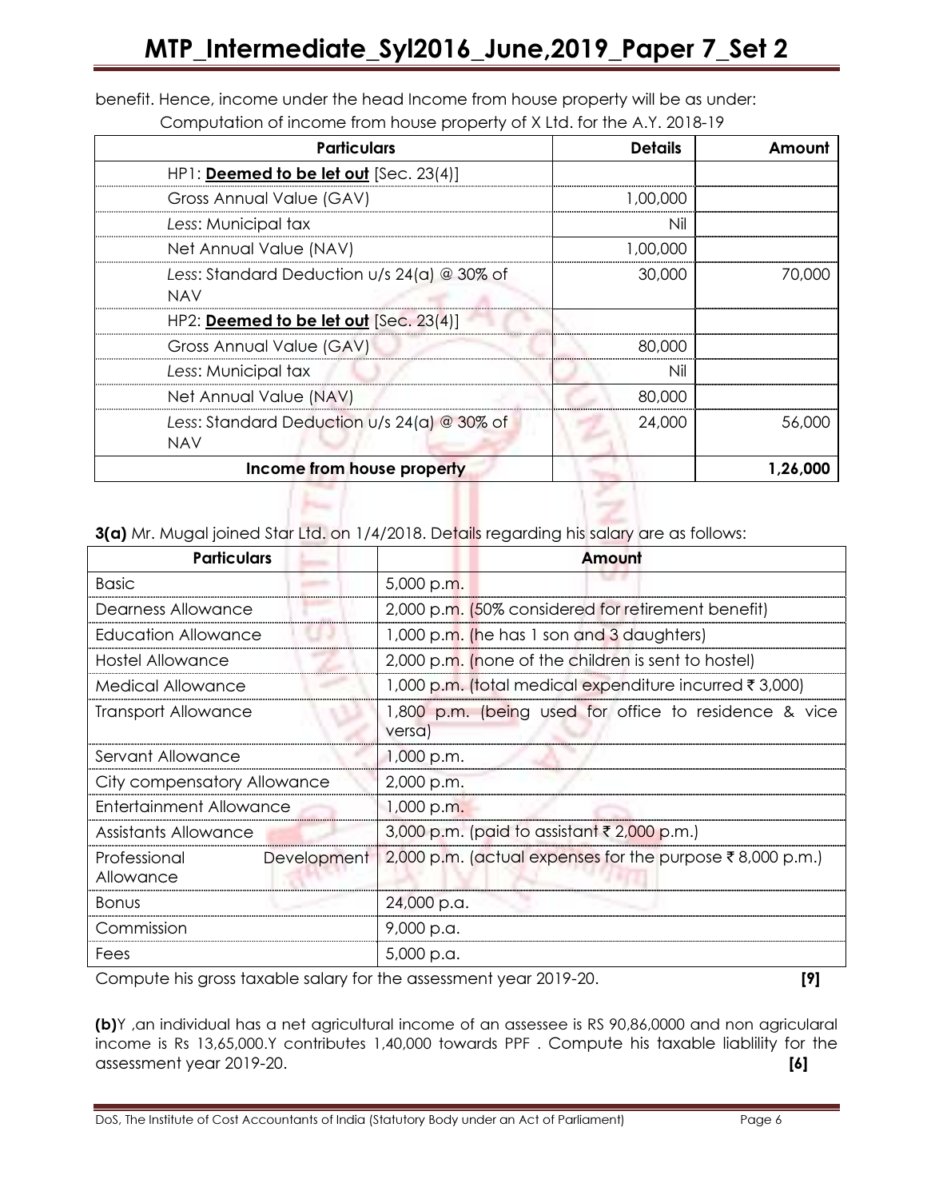benefit. Hence, income under the head Income from house property will be as under:

Computation of income from house property of X Ltd. for the A.Y. 2018-19

| Particulars | Details | Amount |
|---|---|---|
| HP1: **Deemed to be let out** [Sec. 23(4)] | | |
| Gross Annual Value (GAV) | 1,00,000 | |
| *Less*: Municipal tax | Nil | |
| Net Annual Value (NAV) | 1,00,000 | |
| *Less*: Standard Deduction u/s 24(a) @ 30% of NAV | 30,000 | 70,000 |
| HP2: **Deemed to be let out** [Sec. 23(4)] | | |
| Gross Annual Value (GAV) | 80,000 | |
| *Less*: Municipal tax | Nil | |
| Net Annual Value (NAV) | 80,000 | |
| *Less*: Standard Deduction u/s 24(a) @ 30% of NAV | 24,000 | 56,000 |
| **Income from house property** | | **1,26,000** |

**3(a)** Mr. Mugal joined Star Ltd. on 1/4/2018. Details regarding his salary are as follows:

| Particulars | Amount |
|---|---|
| Basic | 5,000 p.m. |
| Dearness Allowance | 2,000 p.m. (50% considered for retirement benefit) |
| Education Allowance | 1,000 p.m. (he has 1 son and 3 daughters) |
| Hostel Allowance | 2,000 p.m. (none of the children is sent to hostel) |
| Medical Allowance | 1,000 p.m. (total medical expenditure incurred ₹ 3,000) |
| Transport Allowance | 1,800 p.m. (being used for office to residence & vice versa) |
| Servant Allowance | 1,000 p.m. |
| City compensatory Allowance | 2,000 p.m. |
| Entertainment Allowance | 1,000 p.m. |
| Assistants Allowance | 3,000 p.m. (paid to assistant ₹ 2,000 p.m.) |
| Professional Development Allowance | 2,000 p.m. (actual expenses for the purpose ₹ 8,000 p.m.) |
| Bonus | 24,000 p.a. |
| Commission | 9,000 p.a. |
| Fees | 5,000 p.a. |

Compute his gross taxable salary for the assessment year 2019-20. **[9]**

**(b)**Y ,an individual has a net agricultural income of an assessee is RS 90,86,0000 and non agricularal income is Rs 13,65,000.Y contributes 1,40,000 towards PPF . Compute his taxable liablility for the assessment year 2019-20. **[6]**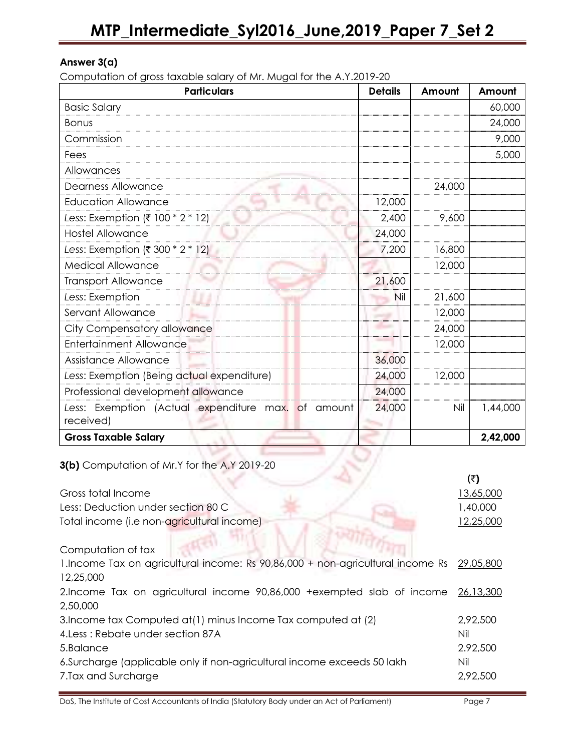**Answer 3(a)**

Computation of gross taxable salary of Mr. Mugal for the A.Y.2019-20

| Particulars | Details | Amount | Amount |
|---|---|---|---|
| Basic Salary | | | 60,000 |
| Bonus | | | 24,000 |
| Commission | | | 9,000 |
| Fees | | | 5,000 |
| Allowances | | | |
| Dearness Allowance | | 24,000 | |
| Education Allowance | 12,000 | | |
| *Less*: Exemption (₹ 100 * 2 * 12) | 2,400 | 9,600 | |
| Hostel Allowance | 24,000 | | |
| *Less*: Exemption (₹ 300 * 2 * 12) | 7,200 | 16,800 | |
| Medical Allowance | | 12,000 | |
| Transport Allowance | 21,600 | | |
| *Less*: Exemption | Nil | 21,600 | |
| Servant Allowance | | 12,000 | |
| City Compensatory allowance | | 24,000 | |
| Entertainment Allowance | | 12,000 | |
| Assistance Allowance | 36,000 | | |
| *Less*: Exemption (Being actual expenditure) | 24,000 | 12,000 | |
| Professional development allowance | 24,000 | | |
| *Less*: Exemption (Actual expenditure max. of amount received) | 24,000 | Nil | 1,44,000 |
| **Gross Taxable Salary** | | | **2,42,000** |

**3(b)** Computation of Mr.Y for the A.Y 2019-20

| | (₹) |
|---|---|
| Gross total Income | 13,65,000 |
| Less: Deduction under section 80 C | 1,40,000 |
| Total income (i.e non-agricultural income) | 12,25,000 |
| | |
| Computation of tax | |
| 1.Income Tax on agricultural income: Rs 90,86,000 + non-agricultural income Rs 12,25,000 | 29,05,800 |
| 2.Income Tax on agricultural income 90,86,000 +exempted slab of income 2,50,000 | 26,13,300 |
| 3.Income tax Computed at(1) minus Income Tax computed at (2) | 2,92,500 |
| 4.Less : Rebate under section 87A | Nil |
| 5.Balance | 2.92,500 |
| 6.Surcharge (applicable only if non-agricultural income exceeds 50 lakh | Nil |
| 7.Tax and Surcharge | 2,92,500 |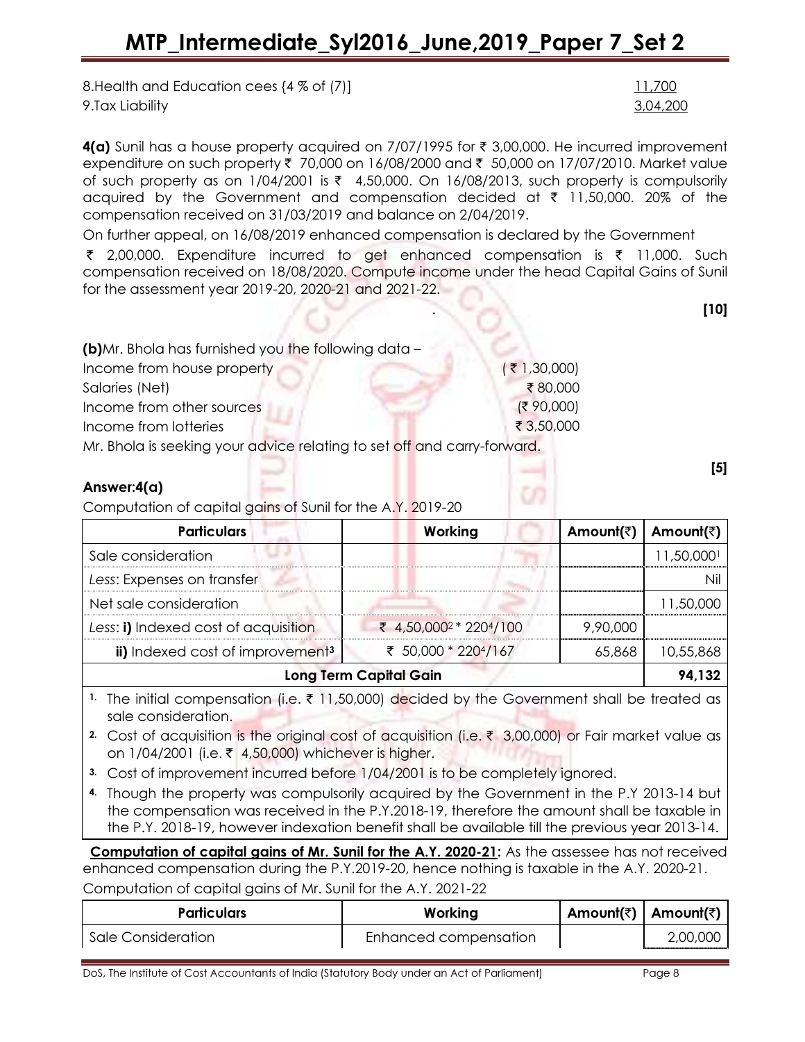8.Health and Education cees {4 % of (7)] 11,700

9.Tax Liability 3,04,200

**4(a)** Sunil has a house property acquired on 7/07/1995 for ₹ 3,00,000. He incurred improvement expenditure on such property ₹ 70,000 on 16/08/2000 and ₹ 50,000 on 17/07/2010. Market value of such property as on 1/04/2001 is ₹ 4,50,000. On 16/08/2013, such property is compulsorily acquired by the Government and compensation decided at ₹ 11,50,000. 20% of the compensation received on 31/03/2019 and balance on 2/04/2019.

On further appeal, on 16/08/2019 enhanced compensation is declared by the Government ₹ 2,00,000. Expenditure incurred to get enhanced compensation is ₹ 11,000. Such compensation received on 18/08/2020. Compute income under the head Capital Gains of Sunil for the assessment year 2019-20, 2020-21 and 2021-22. **[10]**

**(b)** Mr. Bhola has furnished you the following data –

Income from house property (₹ 1,30,000)

Salaries (Net) ₹ 80,000

Income from other sources (₹ 90,000)

Income from lotteries ₹ 3,50,000

Mr. Bhola is seeking your advice relating to set off and carry-forward. **[5]**

**Answer:4(a)**

Computation of capital gains of Sunil for the A.Y. 2019-20

| Particulars | Working | Amount(₹) | Amount(₹) |
|---|---|---|---|
| Sale consideration | | | 11,50,000[1] |
| *Less*: Expenses on transfer | | | Nil |
| Net sale consideration | | | 11,50,000 |
| *Less*: **i)** Indexed cost of acquisition | ₹ 4,50,000[2] * 220[4]/100 | 9,90,000 | |
| **ii)** Indexed cost of improvement[3] | ₹ 50,000 * 220[4]/167 | 65,868 | 10,55,868 |
| **Long Term Capital Gain** | | | **94,132** |

1. The initial compensation (i.e. ₹ 11,50,000) decided by the Government shall be treated as sale consideration.
2. Cost of acquisition is the original cost of acquisition (i.e. ₹ 3,00,000) or Fair market value as on 1/04/2001 (i.e. ₹ 4,50,000) whichever is higher.
3. Cost of improvement incurred before 1/04/2001 is to be completely ignored.
4. Though the property was compulsorily acquired by the Government in the P.Y 2013-14 but the compensation was received in the P.Y.2018-19, therefore the amount shall be taxable in the P.Y. 2018-19, however indexation benefit shall be available till the previous year 2013-14.

**Computation of capital gains of Mr. Sunil for the A.Y. 2020-21:** As the assessee has not received enhanced compensation during the P.Y.2019-20, hence nothing is taxable in the A.Y. 2020-21.

Computation of capital gains of Mr. Sunil for the A.Y. 2021-22

| Particulars | Working | Amount(₹) | Amount(₹) |
|---|---|---|---|
| Sale Consideration | Enhanced compensation | | 2,00,000 |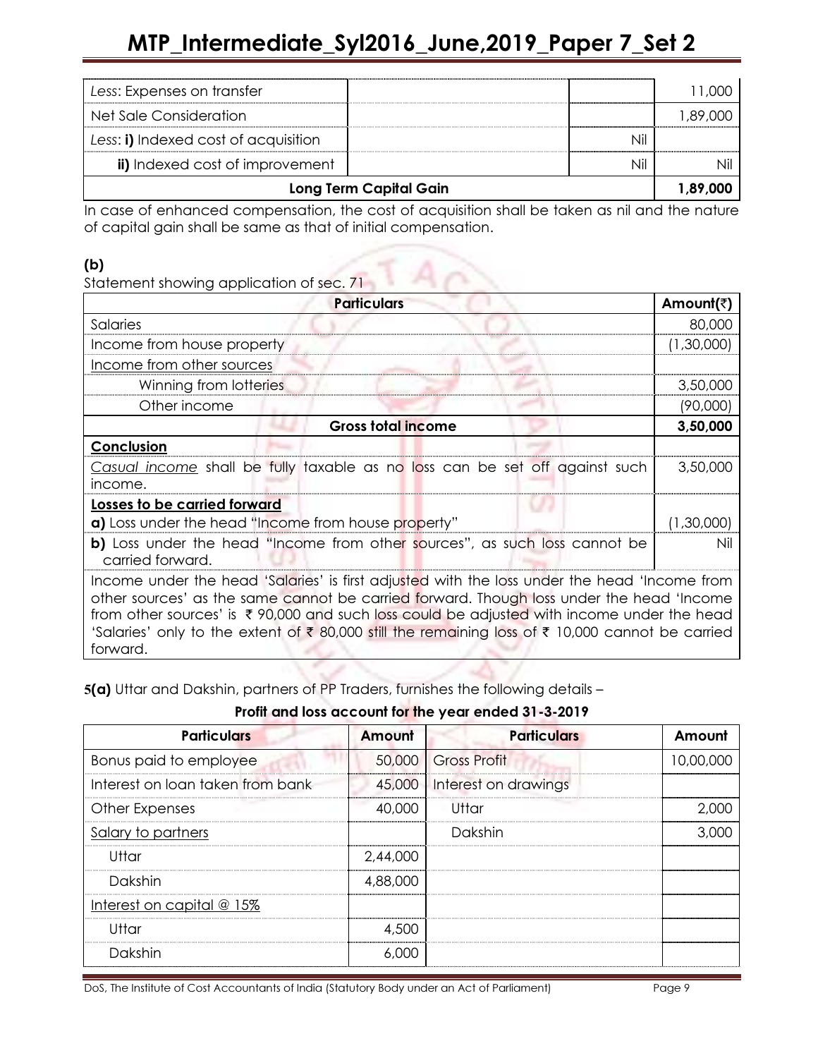| | | | |
|---|---|---|---|
| *Less*: Expenses on transfer | | | 11,000 |
| Net Sale Consideration | | | 1,89,000 |
| *Less*: **i)** Indexed cost of acquisition | | Nil | |
| **ii)** Indexed cost of improvement | | Nil | Nil |
| **Long Term Capital Gain** | | | **1,89,000** |

In case of enhanced compensation, the cost of acquisition shall be taken as nil and the nature of capital gain shall be same as that of initial compensation.

**(b)**

Statement showing application of sec. 71

| Particulars | Amount(₹) |
|---|---|
| Salaries | 80,000 |
| Income from house property | (1,30,000) |
| Income from other sources | |
| Winning from lotteries | 3,50,000 |
| Other income | (90,000) |
| **Gross total income** | **3,50,000** |
| **Conclusion** | |
| *Casual income* shall be fully taxable as no loss can be set off against such income. | 3,50,000 |
| **Losses to be carried forward** | |
| **a)** Loss under the head "Income from house property" | (1,30,000) |
| **b)** Loss under the head "Income from other sources", as such loss cannot be carried forward. | Nil |

Income under the head 'Salaries' is first adjusted with the loss under the head 'Income from other sources' as the same cannot be carried forward. Though loss under the head 'Income from other sources' is ₹ 90,000 and such loss could be adjusted with income under the head 'Salaries' only to the extent of ₹ 80,000 still the remaining loss of ₹ 10,000 cannot be carried forward.

**5(a)** Uttar and Dakshin, partners of PP Traders, furnishes the following details –

**Profit and loss account for the year ended 31-3-2019**

| Particulars | Amount | Particulars | Amount |
|---|---|---|---|
| Bonus paid to employee | 50,000 | Gross Profit | 10,00,000 |
| Interest on loan taken from bank | 45,000 | Interest on drawings | |
| Other Expenses | 40,000 | Uttar | 2,000 |
| Salary to partners | | Dakshin | 3,000 |
| Uttar | 2,44,000 | | |
| Dakshin | 4,88,000 | | |
| Interest on capital @ 15% | | | |
| Uttar | 4,500 | | |
| Dakshin | 6,000 | | |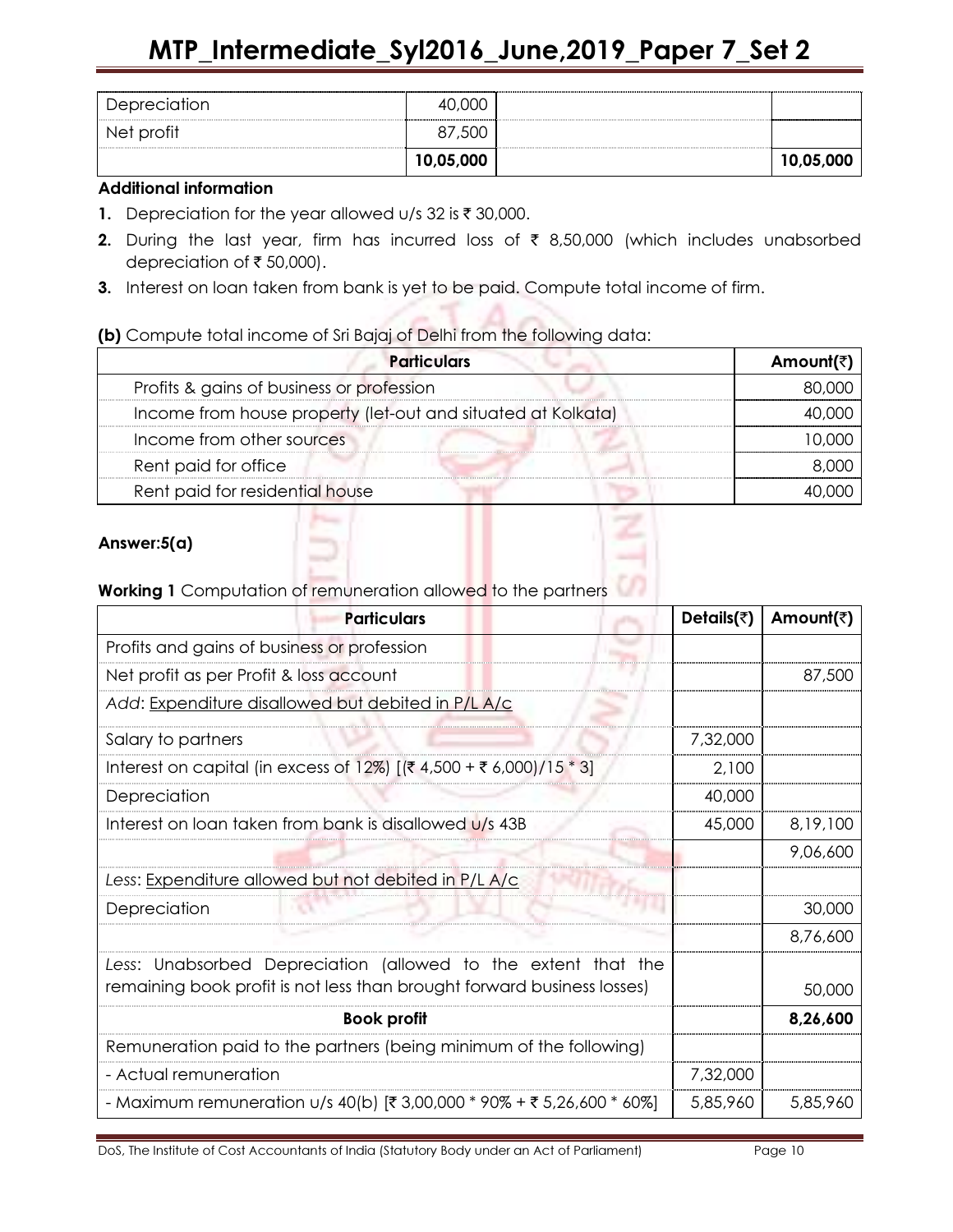| | | | |
|---|---|---|---|
| Depreciation | 40,000 | | |
| Net profit | 87,500 | | |
| | **10,05,000** | | **10,05,000** |

**Additional information**

1. Depreciation for the year allowed u/s 32 is ₹ 30,000.
2. During the last year, firm has incurred loss of ₹ 8,50,000 (which includes unabsorbed depreciation of ₹ 50,000).
3. Interest on loan taken from bank is yet to be paid. Compute total income of firm.

**(b)** Compute total income of Sri Bajaj of Delhi from the following data:

| Particulars | Amount(₹) |
|---|---|
| Profits & gains of business or profession | 80,000 |
| Income from house property (let-out and situated at Kolkata) | 40,000 |
| Income from other sources | 10,000 |
| Rent paid for office | 8,000 |
| Rent paid for residential house | 40,000 |

**Answer:5(a)**

**Working 1** Computation of remuneration allowed to the partners

| Particulars | Details(₹) | Amount(₹) |
|---|---|---|
| Profits and gains of business or profession | | |
| Net profit as per Profit & loss account | | 87,500 |
| *Add*: Expenditure disallowed but debited in P/L A/c | | |
| Salary to partners | 7,32,000 | |
| Interest on capital (in excess of 12%) [(₹ 4,500 + ₹ 6,000)/15 * 3] | 2,100 | |
| Depreciation | 40,000 | |
| Interest on loan taken from bank is disallowed u/s 43B | 45,000 | 8,19,100 |
| | | 9,06,600 |
| *Less*: Expenditure allowed but not debited in P/L A/c | | |
| Depreciation | | 30,000 |
| | | 8,76,600 |
| *Less*: Unabsorbed Depreciation (allowed to the extent that the remaining book profit is not less than brought forward business losses) | | 50,000 |
| **Book profit** | | **8,26,600** |
| Remuneration paid to the partners (being minimum of the following) | | |
| - Actual remuneration | 7,32,000 | |
| - Maximum remuneration u/s 40(b) [₹ 3,00,000 * 90% + ₹ 5,26,600 * 60%] | 5,85,960 | 5,85,960 |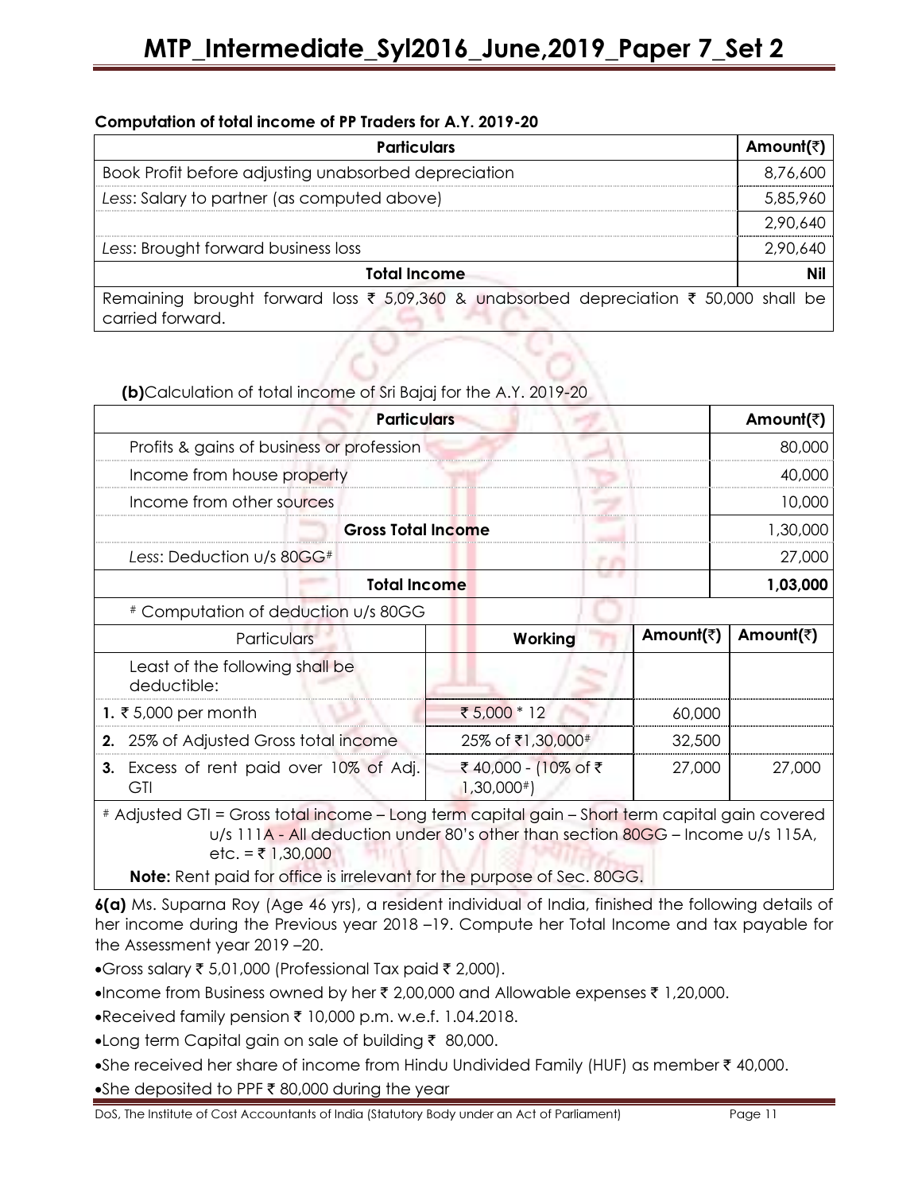**Computation of total income of PP Traders for A.Y. 2019-20**

| Particulars | Amount(₹) |
|---|---|
| Book Profit before adjusting unabsorbed depreciation | 8,76,600 |
| *Less*: Salary to partner (as computed above) | 5,85,960 |
| | 2,90,640 |
| *Less*: Brought forward business loss | 2,90,640 |
| **Total Income** | **Nil** |
| Remaining brought forward loss ₹ 5,09,360 & unabsorbed depreciation ₹ 50,000 shall be carried forward. | |

**(b)** Calculation of total income of Sri Bajaj for the A.Y. 2019-20

| Particulars | Amount(₹) |
|---|---|
| Profits & gains of business or profession | 80,000 |
| Income from house property | 40,000 |
| Income from other sources | 10,000 |
| **Gross Total Income** | 1,30,000 |
| *Less*: Deduction u/s 80GG# | 27,000 |
| **Total Income** | **1,03,000** |

\# Computation of deduction u/s 80GG

| Particulars | Working | Amount(₹) | Amount(₹) |
|---|---|---|---|
| Least of the following shall be deductible: | | | |
| **1.** ₹ 5,000 per month | ₹ 5,000 * 12 | 60,000 | |
| **2.** 25% of Adjusted Gross total income | 25% of ₹1,30,000# | 32,500 | |
| **3.** Excess of rent paid over 10% of Adj. GTI | ₹ 40,000 - (10% of ₹ 1,30,000#) | 27,000 | 27,000 |

\# Adjusted GTI = Gross total income – Long term capital gain – Short term capital gain covered u/s 111A - All deduction under 80's other than section 80GG – Income u/s 115A, etc. = ₹ 1,30,000

**Note:** Rent paid for office is irrelevant for the purpose of Sec. 80GG.

**6(a)** Ms. Suparna Roy (Age 46 yrs), a resident individual of India, finished the following details of her income during the Previous year 2018 –19. Compute her Total Income and tax payable for the Assessment year 2019 –20.

- Gross salary ₹ 5,01,000 (Professional Tax paid ₹ 2,000).
- Income from Business owned by her ₹ 2,00,000 and Allowable expenses ₹ 1,20,000.
- Received family pension ₹ 10,000 p.m. w.e.f. 1.04.2018.
- Long term Capital gain on sale of building ₹ 80,000.
- She received her share of income from Hindu Undivided Family (HUF) as member ₹ 40,000.
- She deposited to PPF ₹ 80,000 during the year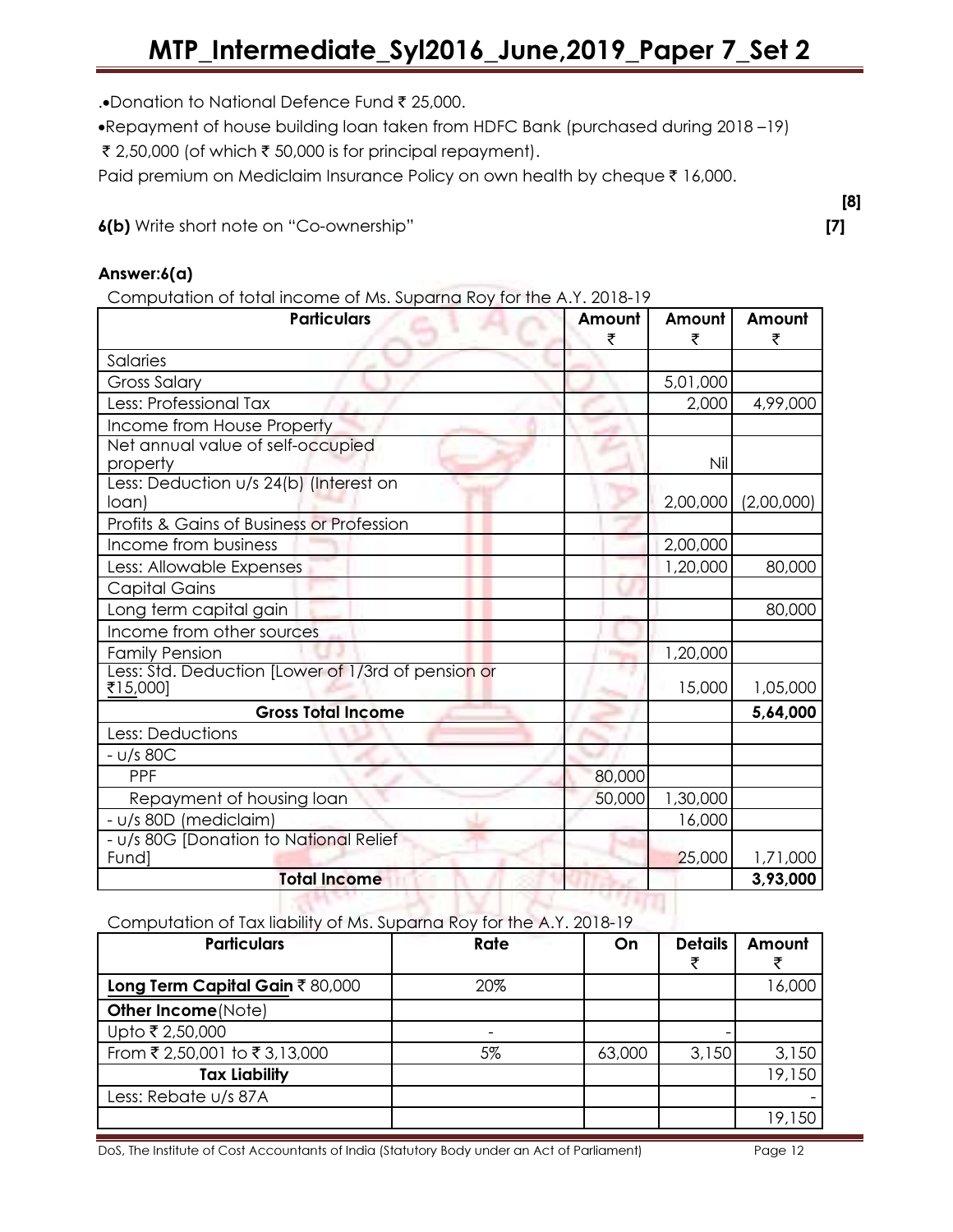.•Donation to National Defence Fund ₹ 25,000.

•Repayment of house building loan taken from HDFC Bank (purchased during 2018 –19) ₹ 2,50,000 (of which ₹ 50,000 is for principal repayment).

Paid premium on Mediclaim Insurance Policy on own health by cheque ₹ 16,000.

**[8]**

**6(b)** Write short note on "Co-ownership" **[7]**

**Answer:6(a)**

Computation of total income of Ms. Suparna Roy for the A.Y. 2018-19

| Particulars | Amount ₹ | Amount ₹ | Amount ₹ |
|---|---|---|---|
| Salaries | | | |
| Gross Salary | | 5,01,000 | |
| Less: Professional Tax | | 2,000 | 4,99,000 |
| Income from House Property | | | |
| Net annual value of self-occupied property | | Nil | |
| Less: Deduction u/s 24(b) (Interest on loan) | | 2,00,000 | (2,00,000) |
| Profits & Gains of Business or Profession | | | |
| Income from business | | 2,00,000 | |
| Less: Allowable Expenses | | 1,20,000 | 80,000 |
| Capital Gains | | | |
| Long term capital gain | | | 80,000 |
| Income from other sources | | | |
| Family Pension | | 1,20,000 | |
| Less: Std. Deduction [Lower of 1/3rd of pension or ₹15,000] | | 15,000 | 1,05,000 |
| **Gross Total Income** | | | **5,64,000** |
| Less: Deductions | | | |
| - u/s 80C | | | |
| PPF | 80,000 | | |
| Repayment of housing loan | 50,000 | 1,30,000 | |
| - u/s 80D (mediclaim) | | 16,000 | |
| - u/s 80G [Donation to National Relief Fund] | | 25,000 | 1,71,000 |
| **Total Income** | | | **3,93,000** |

Computation of Tax liability of Ms. Suparna Roy for the A.Y. 2018-19

| Particulars | Rate | On | Details ₹ | Amount ₹ |
|---|---|---|---|---|
| **Long Term Capital Gain** ₹ 80,000 | 20% | | | 16,000 |
| **Other Income** (Note) | | | | |
| Upto ₹ 2,50,000 | - | | - | |
| From ₹ 2,50,001 to ₹ 3,13,000 | 5% | 63,000 | 3,150 | 3,150 |
| **Tax Liability** | | | | 19,150 |
| Less: Rebate u/s 87A | | | | - |
| | | | | 19,150 |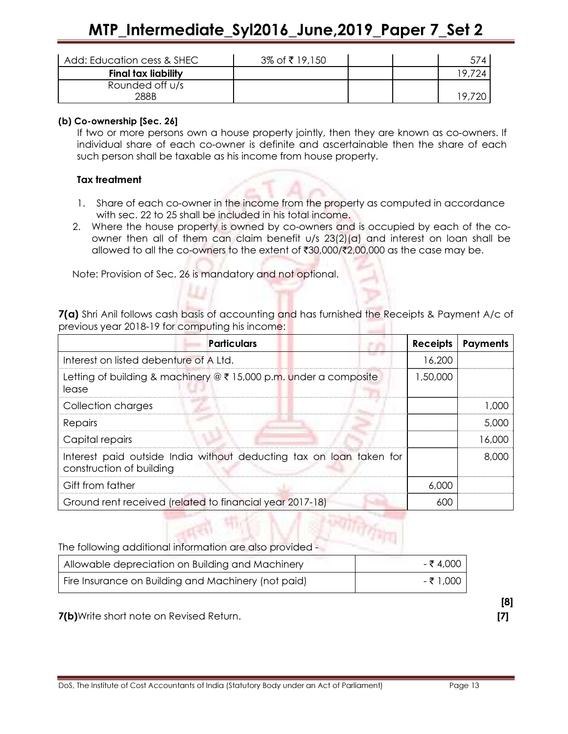| Add: Education cess & SHEC | 3% of ₹ 19,150 | | | 574 |
|---|---|---|---|---|
| **Final tax liability** | | | | 19,724 |
| Rounded off u/s 288B | | | | 19,720 |

**(b) Co-ownership [Sec. 26]**

If two or more persons own a house property jointly, then they are known as co-owners. If individual share of each co-owner is definite and ascertainable then the share of each such person shall be taxable as his income from house property.

**Tax treatment**

1. Share of each co-owner in the income from the property as computed in accordance with sec. 22 to 25 shall be included in his total income.
2. Where the house property is owned by co-owners and is occupied by each of the co-owner then all of them can claim benefit u/s 23(2)(a) and interest on loan shall be allowed to all the co-owners to the extent of ₹30,000/₹2,00,000 as the case may be.

Note: Provision of Sec. 26 is mandatory and not optional.

**7(a)** Shri Anil follows cash basis of accounting and has furnished the Receipts & Payment A/c of previous year 2018-19 for computing his income:

| Particulars | Receipts | Payments |
|---|---|---|
| Interest on listed debenture of A Ltd. | 16,200 | |
| Letting of building & machinery @ ₹ 15,000 p.m. under a composite lease | 1,50,000 | |
| Collection charges | | 1,000 |
| Repairs | | 5,000 |
| Capital repairs | | 16,000 |
| Interest paid outside India without deducting tax on loan taken for construction of building | | 8,000 |
| Gift from father | 6,000 | |
| Ground rent received (related to financial year 2017-18) | 600 | |

The following additional information are also provided -

| | |
|---|---|
| Allowable depreciation on Building and Machinery | - ₹ 4,000 |
| Fire Insurance on Building and Machinery (not paid) | - ₹ 1,000 |

**[8]**

**7(b)** Write short note on Revised Return. **[7]**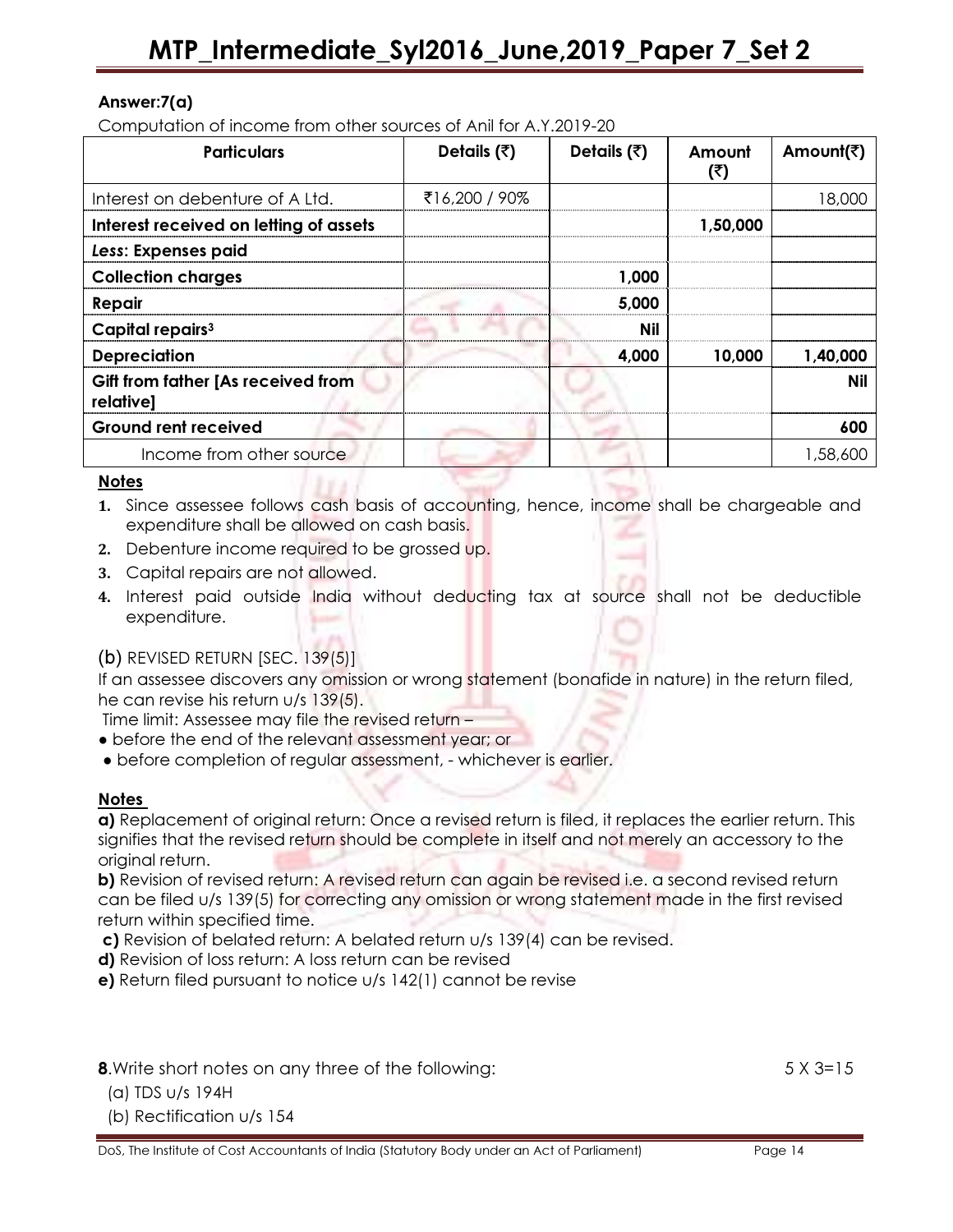**Answer:7(a)**

Computation of income from other sources of Anil for A.Y.2019-20

| Particulars | Details (₹) | Details (₹) | Amount (₹) | Amount(₹) |
|---|---|---|---|---|
| Interest on debenture of A Ltd. | ₹16,200 / 90% | | | 18,000 |
| **Interest received on letting of assets** | | | **1,50,000** | |
| ***Less*: Expenses paid** | | | | |
| **Collection charges** | | **1,000** | | |
| **Repair** | | **5,000** | | |
| **Capital repairs[3]** | | **Nil** | | |
| **Depreciation** | | **4,000** | **10,000** | **1,40,000** |
| **Gift from father [As received from relative]** | | | | **Nil** |
| **Ground rent received** | | | | **600** |
| Income from other source | | | | 1,58,600 |

**Notes**

1. Since assessee follows cash basis of accounting, hence, income shall be chargeable and expenditure shall be allowed on cash basis.
2. Debenture income required to be grossed up.
3. Capital repairs are not allowed.
4. Interest paid outside India without deducting tax at source shall not be deductible expenditure.

(b) REVISED RETURN [SEC. 139(5)]

If an assessee discovers any omission or wrong statement (bonafide in nature) in the return filed, he can revise his return u/s 139(5).

Time limit: Assessee may file the revised return –

- before the end of the relevant assessment year; or
- before completion of regular assessment, - whichever is earlier.

**Notes**

**a)** Replacement of original return: Once a revised return is filed, it replaces the earlier return. This signifies that the revised return should be complete in itself and not merely an accessory to the original return.

**b)** Revision of revised return: A revised return can again be revised i.e. a second revised return can be filed u/s 139(5) for correcting any omission or wrong statement made in the first revised return within specified time.

**c)** Revision of belated return: A belated return u/s 139(4) can be revised.

**d)** Revision of loss return: A loss return can be revised

**e)** Return filed pursuant to notice u/s 142(1) cannot be revise

**8**.Write short notes on any three of the following: 5 X 3=15

(a) TDS u/s 194H

(b) Rectification u/s 154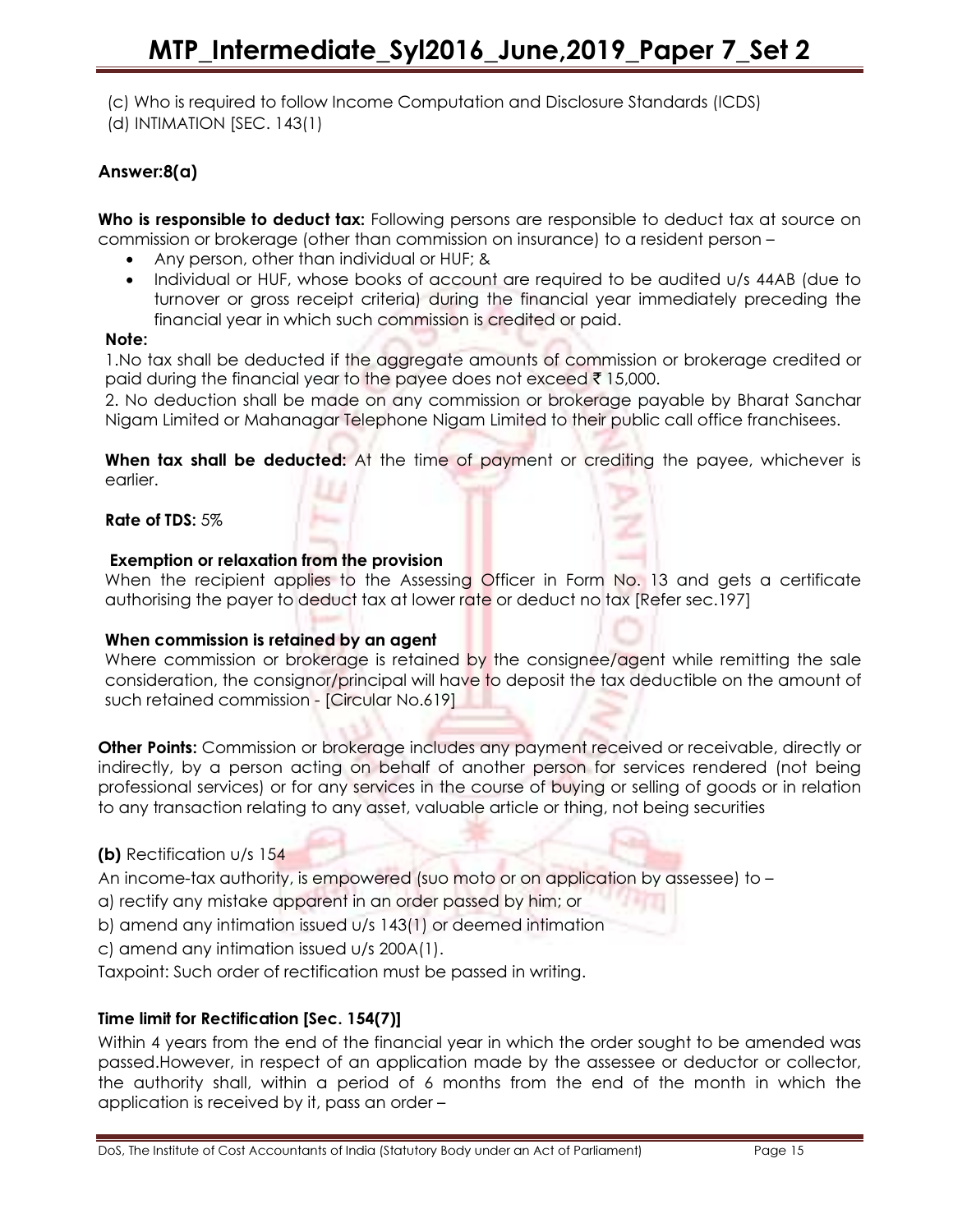(c) Who is required to follow Income Computation and Disclosure Standards (ICDS)
(d) INTIMATION [SEC. 143(1)

## Answer:8(a)

**Who is responsible to deduct tax:** Following persons are responsible to deduct tax at source on commission or brokerage (other than commission on insurance) to a resident person –

- Any person, other than individual or HUF; &
- Individual or HUF, whose books of account are required to be audited u/s 44AB (due to turnover or gross receipt criteria) during the financial year immediately preceding the financial year in which such commission is credited or paid.

**Note:**

1.No tax shall be deducted if the aggregate amounts of commission or brokerage credited or paid during the financial year to the payee does not exceed ₹ 15,000.

2. No deduction shall be made on any commission or brokerage payable by Bharat Sanchar Nigam Limited or Mahanagar Telephone Nigam Limited to their public call office franchisees.

**When tax shall be deducted:** At the time of payment or crediting the payee, whichever is earlier.

**Rate of TDS:** 5%

**Exemption or relaxation from the provision**

When the recipient applies to the Assessing Officer in Form No. 13 and gets a certificate authorising the payer to deduct tax at lower rate or deduct no tax [Refer sec.197]

**When commission is retained by an agent**

Where commission or brokerage is retained by the consignee/agent while remitting the sale consideration, the consignor/principal will have to deposit the tax deductible on the amount of such retained commission - [Circular No.619]

**Other Points:** Commission or brokerage includes any payment received or receivable, directly or indirectly, by a person acting on behalf of another person for services rendered (not being professional services) or for any services in the course of buying or selling of goods or in relation to any transaction relating to any asset, valuable article or thing, not being securities

**(b)** Rectification u/s 154

An income-tax authority, is empowered (suo moto or on application by assessee) to –

a) rectify any mistake apparent in an order passed by him; or

b) amend any intimation issued u/s 143(1) or deemed intimation

c) amend any intimation issued u/s 200A(1).

Taxpoint: Such order of rectification must be passed in writing.

**Time limit for Rectification [Sec. 154(7)]**

Within 4 years from the end of the financial year in which the order sought to be amended was passed.However, in respect of an application made by the assessee or deductor or collector, the authority shall, within a period of 6 months from the end of the month in which the application is received by it, pass an order –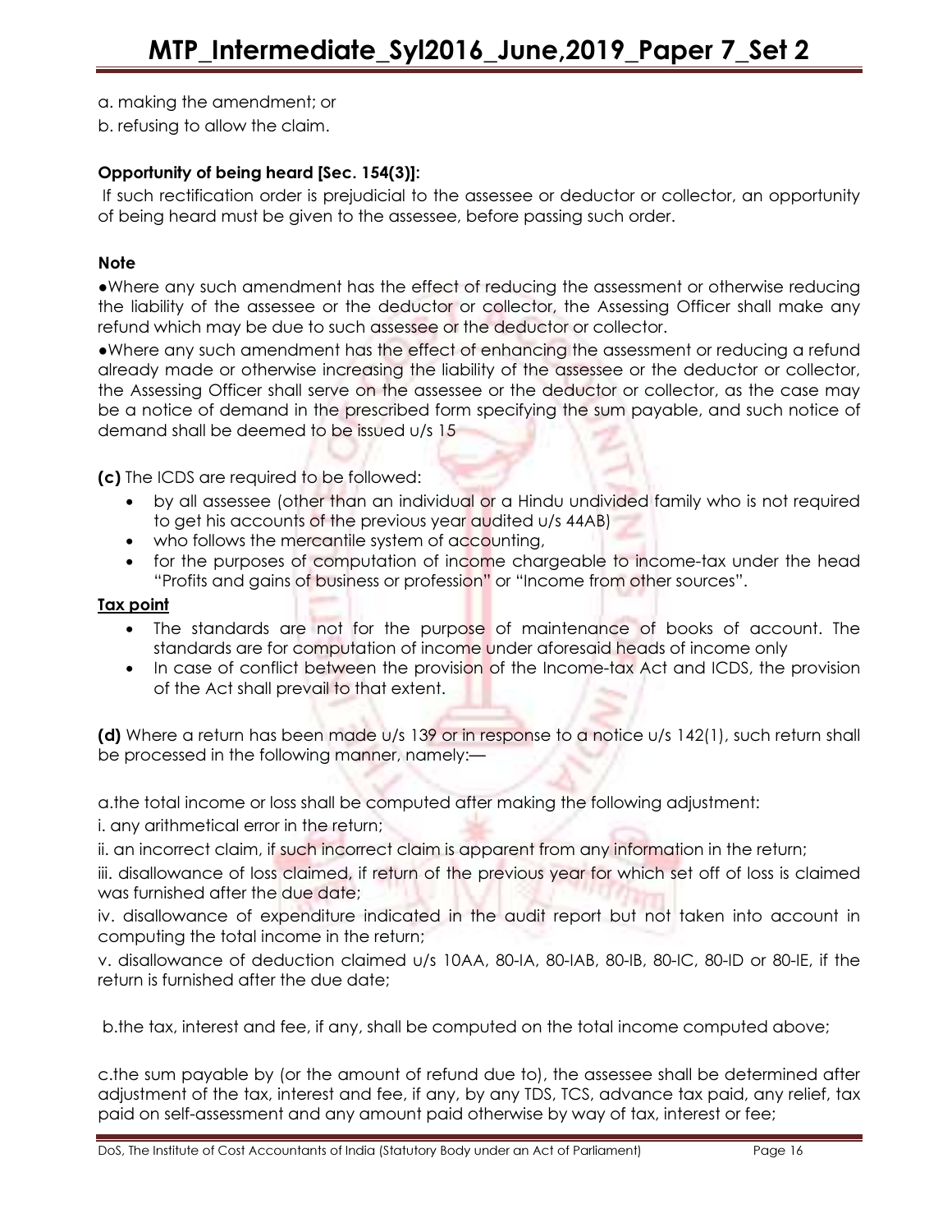a. making the amendment; or

b. refusing to allow the claim.

**Opportunity of being heard [Sec. 154(3)]:**

If such rectification order is prejudicial to the assessee or deductor or collector, an opportunity of being heard must be given to the assessee, before passing such order.

**Note**

●Where any such amendment has the effect of reducing the assessment or otherwise reducing the liability of the assessee or the deductor or collector, the Assessing Officer shall make any refund which may be due to such assessee or the deductor or collector.

●Where any such amendment has the effect of enhancing the assessment or reducing a refund already made or otherwise increasing the liability of the assessee or the deductor or collector, the Assessing Officer shall serve on the assessee or the deductor or collector, as the case may be a notice of demand in the prescribed form specifying the sum payable, and such notice of demand shall be deemed to be issued u/s 15

**(c)** The ICDS are required to be followed:

- by all assessee (other than an individual or a Hindu undivided family who is not required to get his accounts of the previous year audited u/s 44AB)
- who follows the mercantile system of accounting,
- for the purposes of computation of income chargeable to income-tax under the head "Profits and gains of business or profession" or "Income from other sources".

**Tax point**

- The standards are not for the purpose of maintenance of books of account. The standards are for computation of income under aforesaid heads of income only
- In case of conflict between the provision of the Income-tax Act and ICDS, the provision of the Act shall prevail to that extent.

**(d)** Where a return has been made u/s 139 or in response to a notice u/s 142(1), such return shall be processed in the following manner, namely:—

a.the total income or loss shall be computed after making the following adjustment:

i. any arithmetical error in the return;

ii. an incorrect claim, if such incorrect claim is apparent from any information in the return;

iii. disallowance of loss claimed, if return of the previous year for which set off of loss is claimed was furnished after the due date;

iv. disallowance of expenditure indicated in the audit report but not taken into account in computing the total income in the return;

v. disallowance of deduction claimed u/s 10AA, 80-IA, 80-IAB, 80-IB, 80-IC, 80-ID or 80-IE, if the return is furnished after the due date;

b.the tax, interest and fee, if any, shall be computed on the total income computed above;

c.the sum payable by (or the amount of refund due to), the assessee shall be determined after adjustment of the tax, interest and fee, if any, by any TDS, TCS, advance tax paid, any relief, tax paid on self-assessment and any amount paid otherwise by way of tax, interest or fee;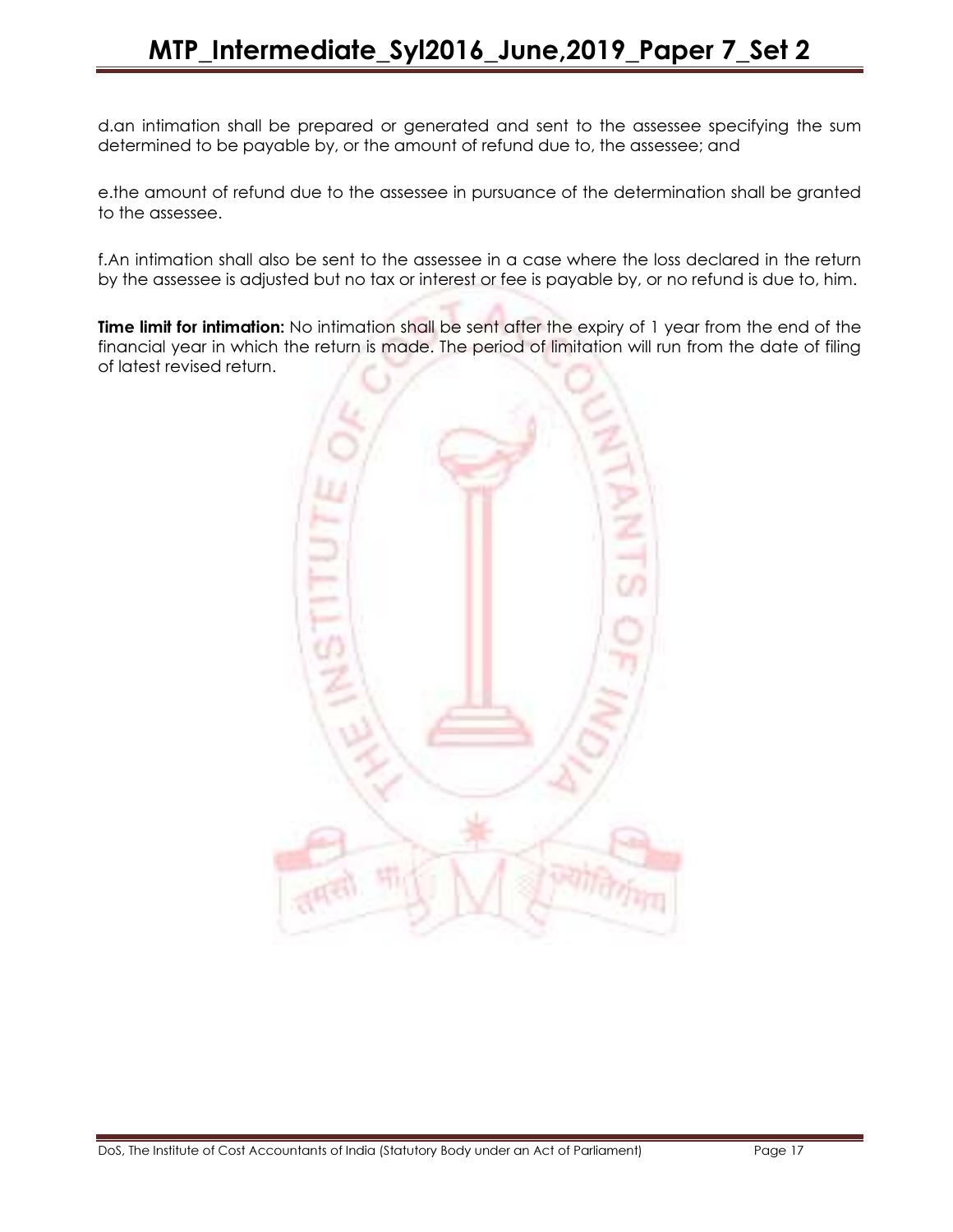d.an intimation shall be prepared or generated and sent to the assessee specifying the sum determined to be payable by, or the amount of refund due to, the assessee; and

e.the amount of refund due to the assessee in pursuance of the determination shall be granted to the assessee.

f.An intimation shall also be sent to the assessee in a case where the loss declared in the return by the assessee is adjusted but no tax or interest or fee is payable by, or no refund is due to, him.

**Time limit for intimation:** No intimation shall be sent after the expiry of 1 year from the end of the financial year in which the return is made. The period of limitation will run from the date of filing of latest revised return.